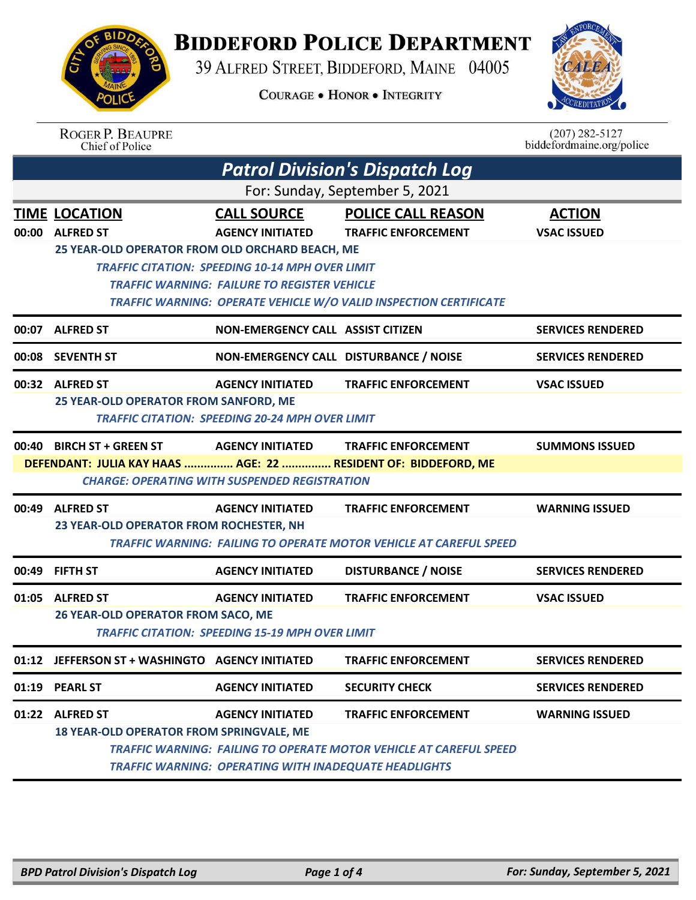# BIDDEFORD POLICE DEPARTMENT

39 ALFRED STREET, BIDDEFORD, MAINE 04005

COURAGE • HONOR • INTEGRITY

ROGER P. BEAUPRE
Chief of Police

(207) 282-5127
biddefordmaine.org/police

## *Patrol Division's Dispatch Log*

For: Sunday, September 5, 2021

| TIME | LOCATION | CALL SOURCE | POLICE CALL REASON | ACTION |
|---|---|---|---|---|
| 00:00 | ALFRED ST | AGENCY INITIATED | TRAFFIC ENFORCEMENT | VSAC ISSUED |

**25 YEAR-OLD OPERATOR FROM OLD ORCHARD BEACH, ME**

*TRAFFIC CITATION: SPEEDING 10-14 MPH OVER LIMIT*
*TRAFFIC WARNING: FAILURE TO REGISTER VEHICLE*
*TRAFFIC WARNING: OPERATE VEHICLE W/O VALID INSPECTION CERTIFICATE*

| TIME | LOCATION | CALL SOURCE | POLICE CALL REASON | ACTION |
|---|---|---|---|---|
| 00:07 | ALFRED ST | NON-EMERGENCY CALL | ASSIST CITIZEN | SERVICES RENDERED |
| 00:08 | SEVENTH ST | NON-EMERGENCY CALL | DISTURBANCE / NOISE | SERVICES RENDERED |
| 00:32 | ALFRED ST | AGENCY INITIATED | TRAFFIC ENFORCEMENT | VSAC ISSUED |

**25 YEAR-OLD OPERATOR FROM SANFORD, ME**

*TRAFFIC CITATION: SPEEDING 20-24 MPH OVER LIMIT*

| TIME | LOCATION | CALL SOURCE | POLICE CALL REASON | ACTION |
|---|---|---|---|---|
| 00:40 | BIRCH ST + GREEN ST | AGENCY INITIATED | TRAFFIC ENFORCEMENT | SUMMONS ISSUED |

**DEFENDANT: JULIA KAY HAAS ............... AGE: 22 ............... RESIDENT OF: BIDDEFORD, ME**

*CHARGE: OPERATING WITH SUSPENDED REGISTRATION*

| TIME | LOCATION | CALL SOURCE | POLICE CALL REASON | ACTION |
|---|---|---|---|---|
| 00:49 | ALFRED ST | AGENCY INITIATED | TRAFFIC ENFORCEMENT | WARNING ISSUED |

**23 YEAR-OLD OPERATOR FROM ROCHESTER, NH**

*TRAFFIC WARNING: FAILING TO OPERATE MOTOR VEHICLE AT CAREFUL SPEED*

| TIME | LOCATION | CALL SOURCE | POLICE CALL REASON | ACTION |
|---|---|---|---|---|
| 00:49 | FIFTH ST | AGENCY INITIATED | DISTURBANCE / NOISE | SERVICES RENDERED |
| 01:05 | ALFRED ST | AGENCY INITIATED | TRAFFIC ENFORCEMENT | VSAC ISSUED |

**26 YEAR-OLD OPERATOR FROM SACO, ME**

*TRAFFIC CITATION: SPEEDING 15-19 MPH OVER LIMIT*

| TIME | LOCATION | CALL SOURCE | POLICE CALL REASON | ACTION |
|---|---|---|---|---|
| 01:12 | JEFFERSON ST + WASHINGTO | AGENCY INITIATED | TRAFFIC ENFORCEMENT | SERVICES RENDERED |
| 01:19 | PEARL ST | AGENCY INITIATED | SECURITY CHECK | SERVICES RENDERED |
| 01:22 | ALFRED ST | AGENCY INITIATED | TRAFFIC ENFORCEMENT | WARNING ISSUED |

**18 YEAR-OLD OPERATOR FROM SPRINGVALE, ME**

*TRAFFIC WARNING: FAILING TO OPERATE MOTOR VEHICLE AT CAREFUL SPEED*
*TRAFFIC WARNING: OPERATING WITH INADEQUATE HEADLIGHTS*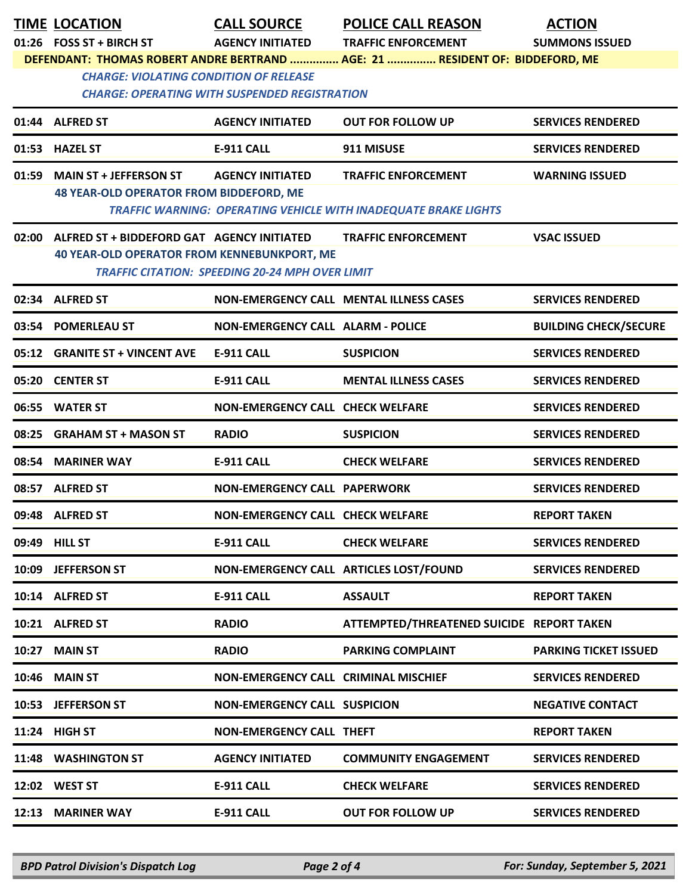| TIME | LOCATION | CALL SOURCE | POLICE CALL REASON | ACTION |
|---|---|---|---|---|
| 01:26 | FOSS ST + BIRCH ST | AGENCY INITIATED | TRAFFIC ENFORCEMENT | SUMMONS ISSUED |
| | DEFENDANT: THOMAS ROBERT ANDRE BERTRAND ............... AGE: 21 ............... RESIDENT OF: BIDDEFORD, ME | | | |
| | *CHARGE: VIOLATING CONDITION OF RELEASE* | | | |
| | *CHARGE: OPERATING WITH SUSPENDED REGISTRATION* | | | |
| 01:44 | ALFRED ST | AGENCY INITIATED | OUT FOR FOLLOW UP | SERVICES RENDERED |
| 01:53 | HAZEL ST | E-911 CALL | 911 MISUSE | SERVICES RENDERED |
| 01:59 | MAIN ST + JEFFERSON ST | AGENCY INITIATED | TRAFFIC ENFORCEMENT | WARNING ISSUED |
| | 48 YEAR-OLD OPERATOR FROM BIDDEFORD, ME | | | |
| | *TRAFFIC WARNING: OPERATING VEHICLE WITH INADEQUATE BRAKE LIGHTS* | | | |
| 02:00 | ALFRED ST + BIDDEFORD GAT | AGENCY INITIATED | TRAFFIC ENFORCEMENT | VSAC ISSUED |
| | 40 YEAR-OLD OPERATOR FROM KENNEBUNKPORT, ME | | | |
| | *TRAFFIC CITATION: SPEEDING 20-24 MPH OVER LIMIT* | | | |
| 02:34 | ALFRED ST | NON-EMERGENCY CALL | MENTAL ILLNESS CASES | SERVICES RENDERED |
| 03:54 | POMERLEAU ST | NON-EMERGENCY CALL | ALARM - POLICE | BUILDING CHECK/SECURE |
| 05:12 | GRANITE ST + VINCENT AVE | E-911 CALL | SUSPICION | SERVICES RENDERED |
| 05:20 | CENTER ST | E-911 CALL | MENTAL ILLNESS CASES | SERVICES RENDERED |
| 06:55 | WATER ST | NON-EMERGENCY CALL | CHECK WELFARE | SERVICES RENDERED |
| 08:25 | GRAHAM ST + MASON ST | RADIO | SUSPICION | SERVICES RENDERED |
| 08:54 | MARINER WAY | E-911 CALL | CHECK WELFARE | SERVICES RENDERED |
| 08:57 | ALFRED ST | NON-EMERGENCY CALL | PAPERWORK | SERVICES RENDERED |
| 09:48 | ALFRED ST | NON-EMERGENCY CALL | CHECK WELFARE | REPORT TAKEN |
| 09:49 | HILL ST | E-911 CALL | CHECK WELFARE | SERVICES RENDERED |
| 10:09 | JEFFERSON ST | NON-EMERGENCY CALL | ARTICLES LOST/FOUND | SERVICES RENDERED |
| 10:14 | ALFRED ST | E-911 CALL | ASSAULT | REPORT TAKEN |
| 10:21 | ALFRED ST | RADIO | ATTEMPTED/THREATENED SUICIDE | REPORT TAKEN |
| 10:27 | MAIN ST | RADIO | PARKING COMPLAINT | PARKING TICKET ISSUED |
| 10:46 | MAIN ST | NON-EMERGENCY CALL | CRIMINAL MISCHIEF | SERVICES RENDERED |
| 10:53 | JEFFERSON ST | NON-EMERGENCY CALL | SUSPICION | NEGATIVE CONTACT |
| 11:24 | HIGH ST | NON-EMERGENCY CALL | THEFT | REPORT TAKEN |
| 11:48 | WASHINGTON ST | AGENCY INITIATED | COMMUNITY ENGAGEMENT | SERVICES RENDERED |
| 12:02 | WEST ST | E-911 CALL | CHECK WELFARE | SERVICES RENDERED |
| 12:13 | MARINER WAY | E-911 CALL | OUT FOR FOLLOW UP | SERVICES RENDERED |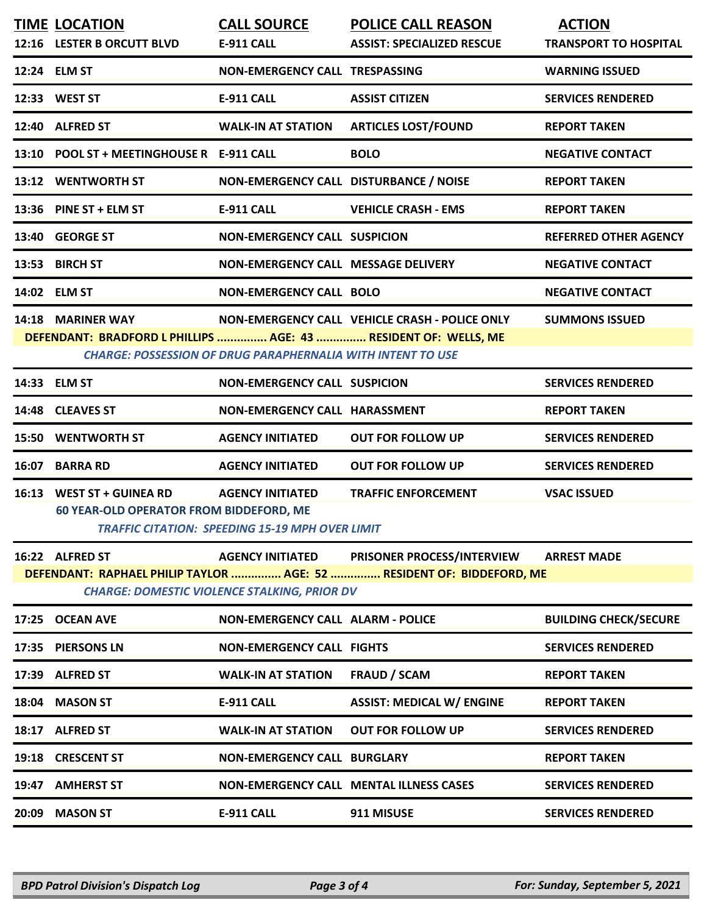| TIME | LOCATION | CALL SOURCE | POLICE CALL REASON | ACTION |
|---|---|---|---|---|
| 12:16 | LESTER B ORCUTT BLVD | E-911 CALL | ASSIST: SPECIALIZED RESCUE | TRANSPORT TO HOSPITAL |
| 12:24 | ELM ST | NON-EMERGENCY CALL | TRESPASSING | WARNING ISSUED |
| 12:33 | WEST ST | E-911 CALL | ASSIST CITIZEN | SERVICES RENDERED |
| 12:40 | ALFRED ST | WALK-IN AT STATION | ARTICLES LOST/FOUND | REPORT TAKEN |
| 13:10 | POOL ST + MEETINGHOUSE R | E-911 CALL | BOLO | NEGATIVE CONTACT |
| 13:12 | WENTWORTH ST | NON-EMERGENCY CALL | DISTURBANCE / NOISE | REPORT TAKEN |
| 13:36 | PINE ST + ELM ST | E-911 CALL | VEHICLE CRASH - EMS | REPORT TAKEN |
| 13:40 | GEORGE ST | NON-EMERGENCY CALL | SUSPICION | REFERRED OTHER AGENCY |
| 13:53 | BIRCH ST | NON-EMERGENCY CALL | MESSAGE DELIVERY | NEGATIVE CONTACT |
| 14:02 | ELM ST | NON-EMERGENCY CALL | BOLO | NEGATIVE CONTACT |
| 14:18 | MARINER WAY | NON-EMERGENCY CALL | VEHICLE CRASH - POLICE ONLY | SUMMONS ISSUED |

**DEFENDANT: BRADFORD L PHILLIPS ............... AGE: 43 ............... RESIDENT OF: WELLS, ME**

***CHARGE: POSSESSION OF DRUG PARAPHERNALIA WITH INTENT TO USE***

| TIME | LOCATION | CALL SOURCE | POLICE CALL REASON | ACTION |
|---|---|---|---|---|
| 14:33 | ELM ST | NON-EMERGENCY CALL | SUSPICION | SERVICES RENDERED |
| 14:48 | CLEAVES ST | NON-EMERGENCY CALL | HARASSMENT | REPORT TAKEN |
| 15:50 | WENTWORTH ST | AGENCY INITIATED | OUT FOR FOLLOW UP | SERVICES RENDERED |
| 16:07 | BARRA RD | AGENCY INITIATED | OUT FOR FOLLOW UP | SERVICES RENDERED |
| 16:13 | WEST ST + GUINEA RD | AGENCY INITIATED | TRAFFIC ENFORCEMENT | VSAC ISSUED |

**60 YEAR-OLD OPERATOR FROM BIDDEFORD, ME**

***TRAFFIC CITATION: SPEEDING 15-19 MPH OVER LIMIT***

| TIME | LOCATION | CALL SOURCE | POLICE CALL REASON | ACTION |
|---|---|---|---|---|
| 16:22 | ALFRED ST | AGENCY INITIATED | PRISONER PROCESS/INTERVIEW | ARREST MADE |

**DEFENDANT: RAPHAEL PHILIP TAYLOR ............... AGE: 52 ............... RESIDENT OF: BIDDEFORD, ME**

***CHARGE: DOMESTIC VIOLENCE STALKING, PRIOR DV***

| TIME | LOCATION | CALL SOURCE | POLICE CALL REASON | ACTION |
|---|---|---|---|---|
| 17:25 | OCEAN AVE | NON-EMERGENCY CALL | ALARM - POLICE | BUILDING CHECK/SECURE |
| 17:35 | PIERSONS LN | NON-EMERGENCY CALL | FIGHTS | SERVICES RENDERED |
| 17:39 | ALFRED ST | WALK-IN AT STATION | FRAUD / SCAM | REPORT TAKEN |
| 18:04 | MASON ST | E-911 CALL | ASSIST: MEDICAL W/ ENGINE | REPORT TAKEN |
| 18:17 | ALFRED ST | WALK-IN AT STATION | OUT FOR FOLLOW UP | SERVICES RENDERED |
| 19:18 | CRESCENT ST | NON-EMERGENCY CALL | BURGLARY | REPORT TAKEN |
| 19:47 | AMHERST ST | NON-EMERGENCY CALL | MENTAL ILLNESS CASES | SERVICES RENDERED |
| 20:09 | MASON ST | E-911 CALL | 911 MISUSE | SERVICES RENDERED |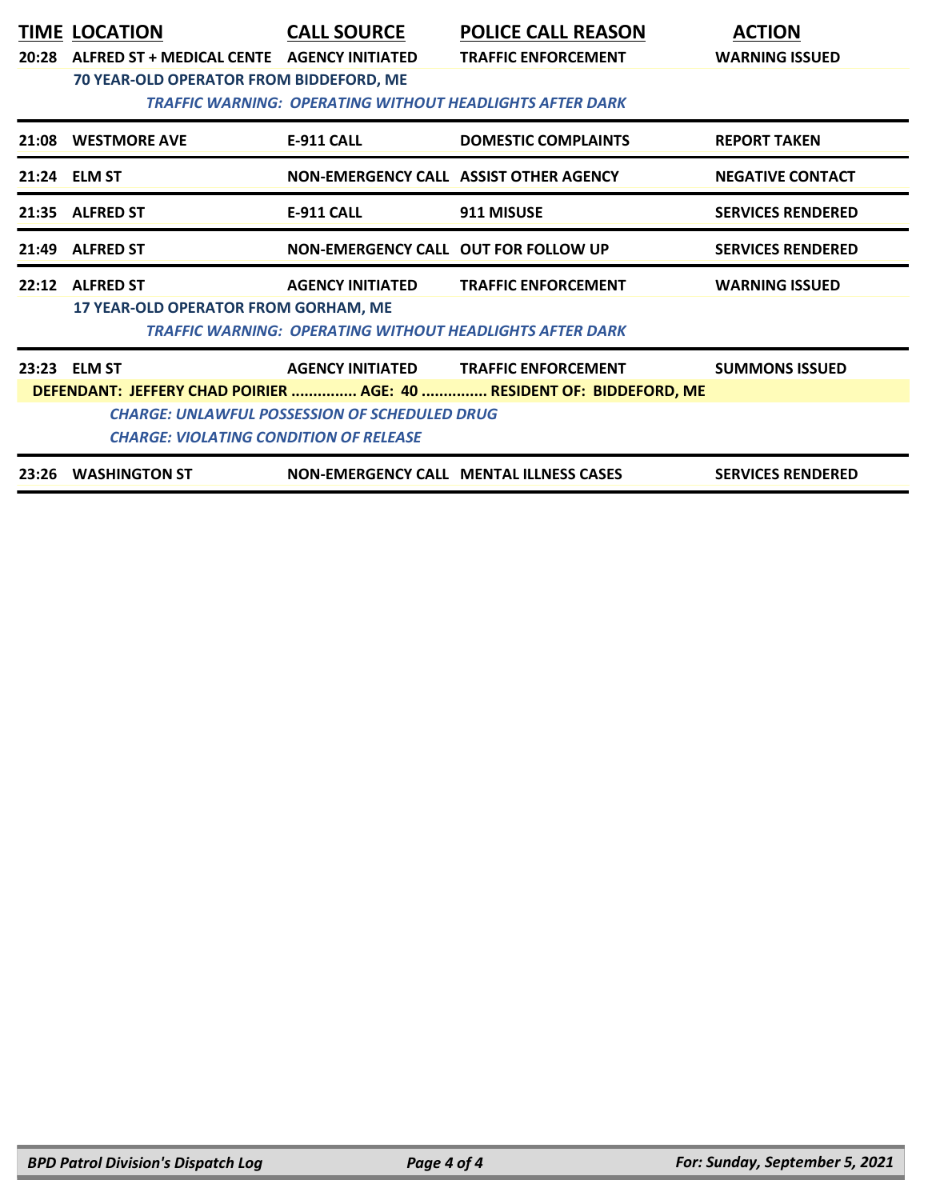| TIME | LOCATION | CALL SOURCE | POLICE CALL REASON | ACTION |
|---|---|---|---|---|
| 20:28 | ALFRED ST + MEDICAL CENTE | AGENCY INITIATED | TRAFFIC ENFORCEMENT | WARNING ISSUED |
| | 70 YEAR-OLD OPERATOR FROM BIDDEFORD, ME | | | |
| | | *TRAFFIC WARNING: OPERATING WITHOUT HEADLIGHTS AFTER DARK* | | |
| 21:08 | WESTMORE AVE | E-911 CALL | DOMESTIC COMPLAINTS | REPORT TAKEN |
| 21:24 | ELM ST | NON-EMERGENCY CALL | ASSIST OTHER AGENCY | NEGATIVE CONTACT |
| 21:35 | ALFRED ST | E-911 CALL | 911 MISUSE | SERVICES RENDERED |
| 21:49 | ALFRED ST | NON-EMERGENCY CALL | OUT FOR FOLLOW UP | SERVICES RENDERED |
| 22:12 | ALFRED ST | AGENCY INITIATED | TRAFFIC ENFORCEMENT | WARNING ISSUED |
| | 17 YEAR-OLD OPERATOR FROM GORHAM, ME | | | |
| | | *TRAFFIC WARNING: OPERATING WITHOUT HEADLIGHTS AFTER DARK* | | |
| 23:23 | ELM ST | AGENCY INITIATED | TRAFFIC ENFORCEMENT | SUMMONS ISSUED |
| | DEFENDANT: JEFFERY CHAD POIRIER ............... AGE: 40 ............... RESIDENT OF: BIDDEFORD, ME | | | |
| | *CHARGE: UNLAWFUL POSSESSION OF SCHEDULED DRUG* | | | |
| | *CHARGE: VIOLATING CONDITION OF RELEASE* | | | |
| 23:26 | WASHINGTON ST | NON-EMERGENCY CALL | MENTAL ILLNESS CASES | SERVICES RENDERED |